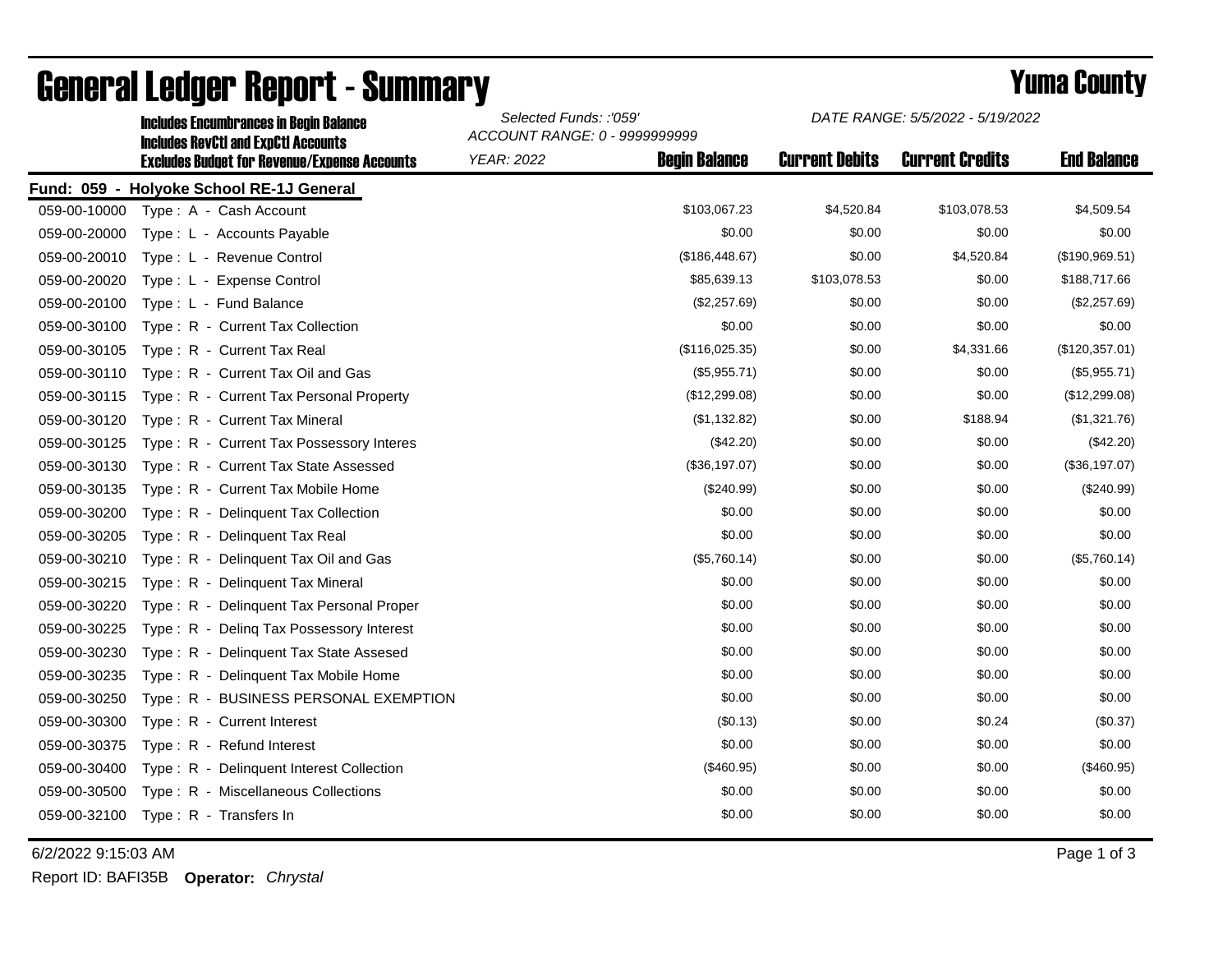# General Ledger Report - Summary

## Yuma County

**Includes Encumbrances in Begin Balance**
**Includes RevCtl and ExpCtl Accounts**
**Excludes Budget for Revenue/Expense Accounts**

*Selected Funds: :'059'*
*ACCOUNT RANGE: 0 - 9999999999*
*YEAR: 2022*
*DATE RANGE: 5/5/2022 - 5/19/2022*

**Fund: 059 - Holyoke School RE-1J General**

| Account | Description | Begin Balance | Current Debits | Current Credits | End Balance |
|---|---|---|---|---|---|
| 059-00-10000 | Type : A - Cash Account | $103,067.23 | $4,520.84 | $103,078.53 | $4,509.54 |
| 059-00-20000 | Type : L - Accounts Payable | $0.00 | $0.00 | $0.00 | $0.00 |
| 059-00-20010 | Type : L - Revenue Control | ($186,448.67) | $0.00 | $4,520.84 | ($190,969.51) |
| 059-00-20020 | Type : L - Expense Control | $85,639.13 | $103,078.53 | $0.00 | $188,717.66 |
| 059-00-20100 | Type : L - Fund Balance | ($2,257.69) | $0.00 | $0.00 | ($2,257.69) |
| 059-00-30100 | Type : R - Current Tax Collection | $0.00 | $0.00 | $0.00 | $0.00 |
| 059-00-30105 | Type : R - Current Tax Real | ($116,025.35) | $0.00 | $4,331.66 | ($120,357.01) |
| 059-00-30110 | Type : R - Current Tax Oil and Gas | ($5,955.71) | $0.00 | $0.00 | ($5,955.71) |
| 059-00-30115 | Type : R - Current Tax Personal Property | ($12,299.08) | $0.00 | $0.00 | ($12,299.08) |
| 059-00-30120 | Type : R - Current Tax Mineral | ($1,132.82) | $0.00 | $188.94 | ($1,321.76) |
| 059-00-30125 | Type : R - Current Tax Possessory Interes | ($42.20) | $0.00 | $0.00 | ($42.20) |
| 059-00-30130 | Type : R - Current Tax State Assessed | ($36,197.07) | $0.00 | $0.00 | ($36,197.07) |
| 059-00-30135 | Type : R - Current Tax Mobile Home | ($240.99) | $0.00 | $0.00 | ($240.99) |
| 059-00-30200 | Type : R - Delinquent Tax Collection | $0.00 | $0.00 | $0.00 | $0.00 |
| 059-00-30205 | Type : R - Delinquent Tax Real | $0.00 | $0.00 | $0.00 | $0.00 |
| 059-00-30210 | Type : R - Delinquent Tax Oil and Gas | ($5,760.14) | $0.00 | $0.00 | ($5,760.14) |
| 059-00-30215 | Type : R - Delinquent Tax Mineral | $0.00 | $0.00 | $0.00 | $0.00 |
| 059-00-30220 | Type : R - Delinquent Tax Personal Proper | $0.00 | $0.00 | $0.00 | $0.00 |
| 059-00-30225 | Type : R - Delinq Tax Possessory Interest | $0.00 | $0.00 | $0.00 | $0.00 |
| 059-00-30230 | Type : R - Delinquent Tax State Assesed | $0.00 | $0.00 | $0.00 | $0.00 |
| 059-00-30235 | Type : R - Delinquent Tax Mobile Home | $0.00 | $0.00 | $0.00 | $0.00 |
| 059-00-30250 | Type : R - BUSINESS PERSONAL EXEMPTION | $0.00 | $0.00 | $0.00 | $0.00 |
| 059-00-30300 | Type : R - Current Interest | ($0.13) | $0.00 | $0.24 | ($0.37) |
| 059-00-30375 | Type : R - Refund Interest | $0.00 | $0.00 | $0.00 | $0.00 |
| 059-00-30400 | Type : R - Delinquent Interest Collection | ($460.95) | $0.00 | $0.00 | ($460.95) |
| 059-00-30500 | Type : R - Miscellaneous Collections | $0.00 | $0.00 | $0.00 | $0.00 |
| 059-00-32100 | Type : R - Transfers In | $0.00 | $0.00 | $0.00 | $0.00 |

6/2/2022 9:15:03 AM

Report ID: BAFI35B **Operator:** *Chrystal*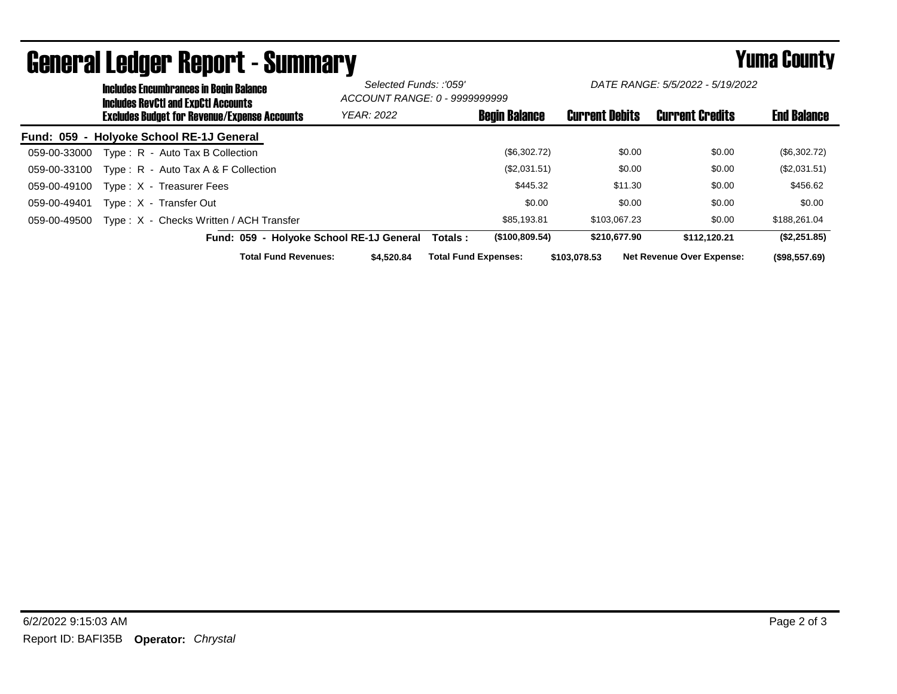# General Ledger Report - Summary

**Yuma County**

**Includes Encumbrances in Begin Balance**
**Includes RevCtl and ExpCtl Accounts**
**Excludes Budget for Revenue/Expense Accounts**

*Selected Funds: :'059'*
*ACCOUNT RANGE: 0 - 9999999999*
*YEAR: 2022*

*DATE RANGE: 5/5/2022 - 5/19/2022*

**Fund: 059 - Holyoke School RE-1J General**

| Account | Description | Begin Balance | Current Debits | Current Credits | End Balance |
|---|---|---|---|---|---|
| 059-00-33000 | Type : R - Auto Tax B Collection | ($6,302.72) | $0.00 | $0.00 | ($6,302.72) |
| 059-00-33100 | Type : R - Auto Tax A & F Collection | ($2,031.51) | $0.00 | $0.00 | ($2,031.51) |
| 059-00-49100 | Type : X - Treasurer Fees | $445.32 | $11.30 | $0.00 | $456.62 |
| 059-00-49401 | Type : X - Transfer Out | $0.00 | $0.00 | $0.00 | $0.00 |
| 059-00-49500 | Type : X - Checks Written / ACH Transfer | $85,193.81 | $103,067.23 | $0.00 | $188,261.04 |
| | **Fund: 059 - Holyoke School RE-1J General Totals :** | **($100,809.54)** | **$210,677.90** | **$112,120.21** | **($2,251.85)** |

**Total Fund Revenues:** **$4,520.84** **Total Fund Expenses:** **$103,078.53** **Net Revenue Over Expense:** **($98,557.69)**

6/2/2022 9:15:03 AM

Report ID: BAFI35B **Operator:** *Chrystal*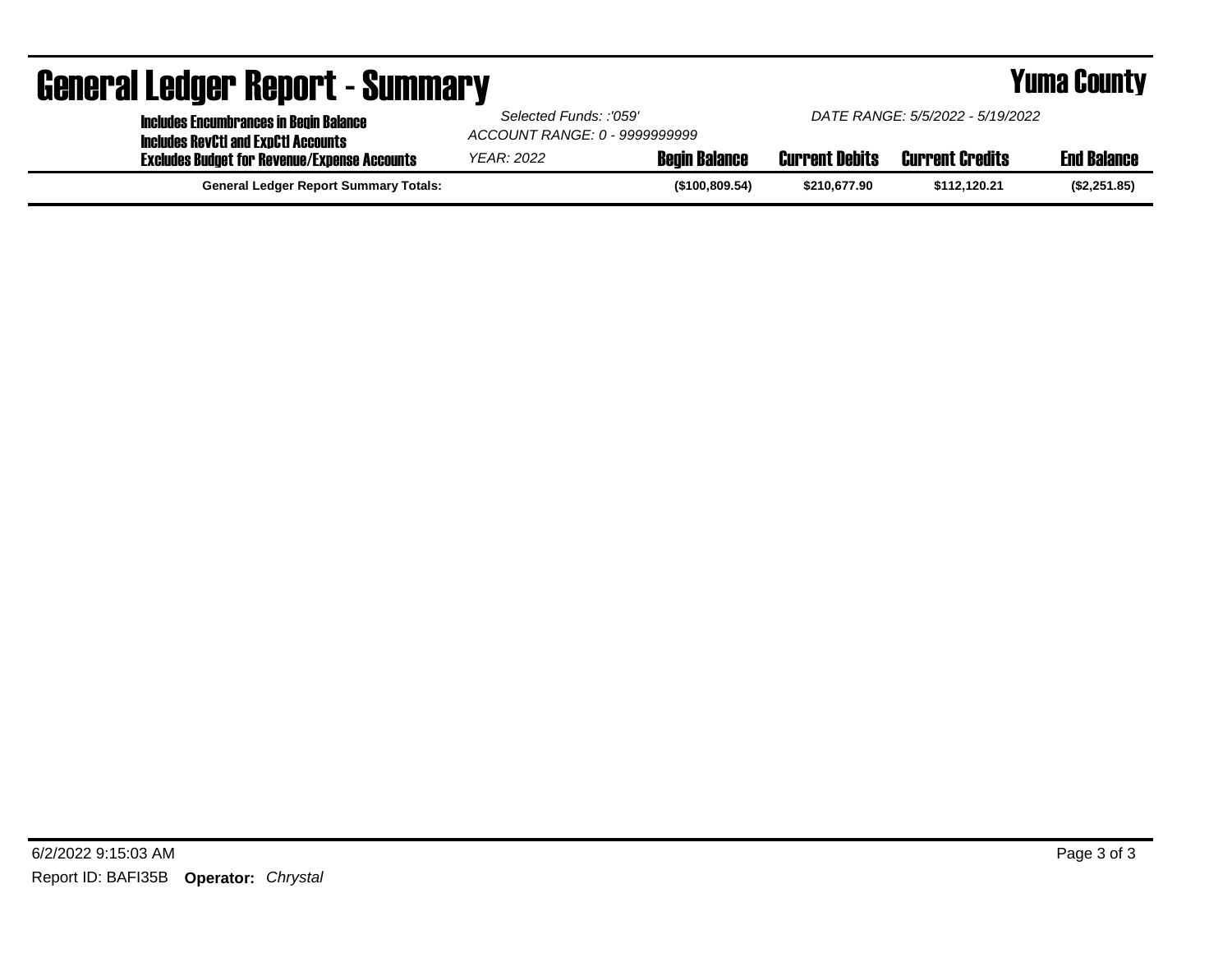# General Ledger Report - Summary

## Yuma County

**Includes Encumbrances in Begin Balance**
**Includes RevCtl and ExpCtl Accounts**
**Excludes Budget for Revenue/Expense Accounts**

*Selected Funds: :'059'*
*ACCOUNT RANGE: 0 - 9999999999*
*YEAR: 2022*

*DATE RANGE: 5/5/2022 - 5/19/2022*

| | Begin Balance | Current Debits | Current Credits | End Balance |
|---|---|---|---|---|
| **General Ledger Report Summary Totals:** | **($100,809.54)** | **$210,677.90** | **$112,120.21** | **($2,251.85)** |

6/2/2022 9:15:03 AM

Report ID: BAFI35B **Operator:** *Chrystal*